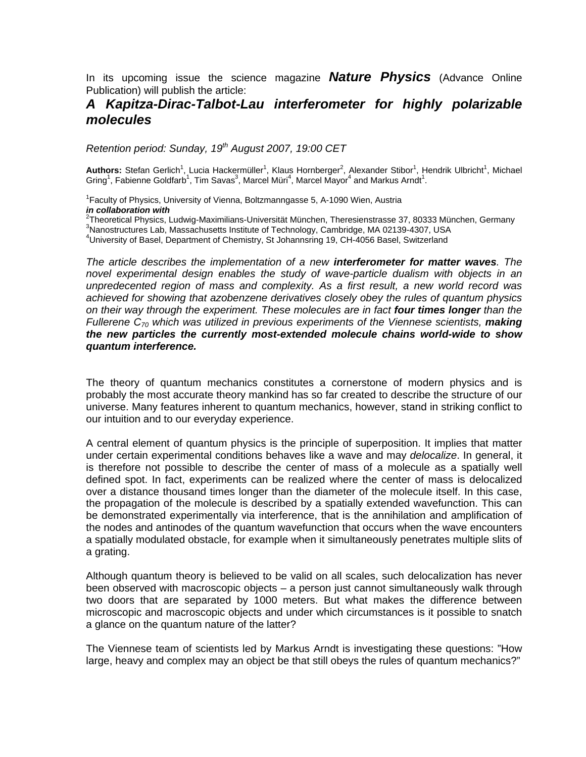In its upcoming issue the science magazine ***Nature Physics*** (Advance Online Publication) will publish the article:

## *A Kapitza-Dirac-Talbot-Lau interferometer for highly polarizable molecules*

*Retention period: Sunday, 19th August 2007, 19:00 CET*

**Authors:** Stefan Gerlich[1], Lucia Hackermüller[1], Klaus Hornberger[2], Alexander Stibor[1], Hendrik Ulbricht[1], Michael Gring[1], Fabienne Goldfarb[1], Tim Savas[3], Marcel Müri[4], Marcel Mayor[4] and Markus Arndt[1].

[1]Faculty of Physics, University of Vienna, Boltzmanngasse 5, A-1090 Wien, Austria
***in collaboration with***
[2]Theoretical Physics, Ludwig-Maximilians-Universität München, Theresienstrasse 37, 80333 München, Germany
[3]Nanostructures Lab, Massachusetts Institute of Technology, Cambridge, MA 02139-4307, USA
[4]University of Basel, Department of Chemistry, St Johannsring 19, CH-4056 Basel, Switzerland

*The article describes the implementation of a new* ***interferometer for matter waves****. The novel experimental design enables the study of wave-particle dualism with objects in an unpredecented region of mass and complexity. As a first result, a new world record was achieved for showing that azobenzene derivatives closely obey the rules of quantum physics on their way through the experiment. These molecules are in fact* ***four times longer*** *than the Fullerene $C_{70}$ which was utilized in previous experiments of the Viennese scientists,* ***making the new particles the currently most-extended molecule chains world-wide to show quantum interference.***

The theory of quantum mechanics constitutes a cornerstone of modern physics and is probably the most accurate theory mankind has so far created to describe the structure of our universe. Many features inherent to quantum mechanics, however, stand in striking conflict to our intuition and to our everyday experience.

A central element of quantum physics is the principle of superposition. It implies that matter under certain experimental conditions behaves like a wave and may *delocalize*. In general, it is therefore not possible to describe the center of mass of a molecule as a spatially well defined spot. In fact, experiments can be realized where the center of mass is delocalized over a distance thousand times longer than the diameter of the molecule itself. In this case, the propagation of the molecule is described by a spatially extended wavefunction. This can be demonstrated experimentally via interference, that is the annihilation and amplification of the nodes and antinodes of the quantum wavefunction that occurs when the wave encounters a spatially modulated obstacle, for example when it simultaneously penetrates multiple slits of a grating.

Although quantum theory is believed to be valid on all scales, such delocalization has never been observed with macroscopic objects – a person just cannot simultaneously walk through two doors that are separated by 1000 meters. But what makes the difference between microscopic and macroscopic objects and under which circumstances is it possible to snatch a glance on the quantum nature of the latter?

The Viennese team of scientists led by Markus Arndt is investigating these questions: "How large, heavy and complex may an object be that still obeys the rules of quantum mechanics?"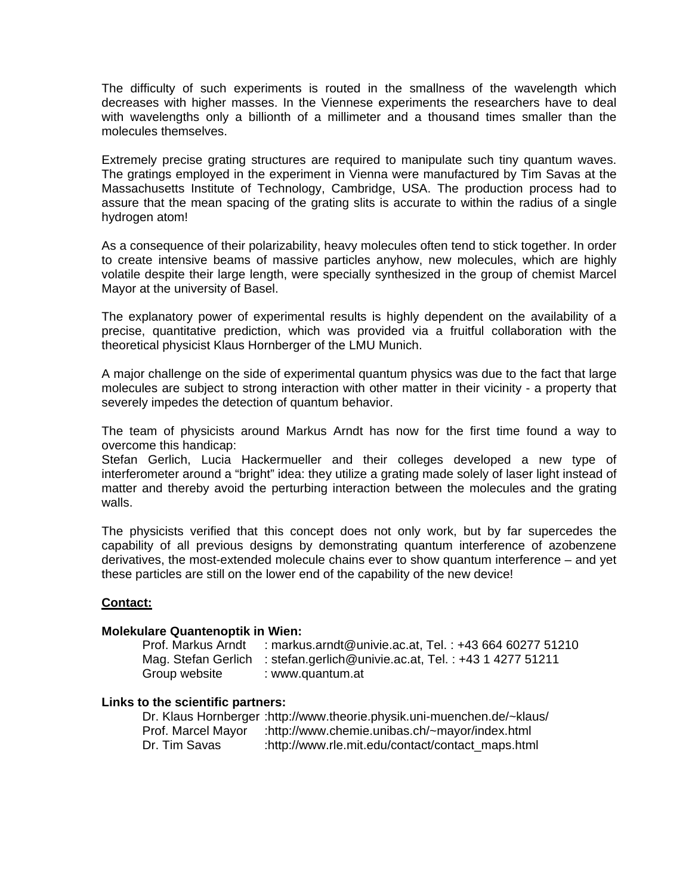The difficulty of such experiments is routed in the smallness of the wavelength which decreases with higher masses. In the Viennese experiments the researchers have to deal with wavelengths only a billionth of a millimeter and a thousand times smaller than the molecules themselves.

Extremely precise grating structures are required to manipulate such tiny quantum waves. The gratings employed in the experiment in Vienna were manufactured by Tim Savas at the Massachusetts Institute of Technology, Cambridge, USA. The production process had to assure that the mean spacing of the grating slits is accurate to within the radius of a single hydrogen atom!

As a consequence of their polarizability, heavy molecules often tend to stick together. In order to create intensive beams of massive particles anyhow, new molecules, which are highly volatile despite their large length, were specially synthesized in the group of chemist Marcel Mayor at the university of Basel.

The explanatory power of experimental results is highly dependent on the availability of a precise, quantitative prediction, which was provided via a fruitful collaboration with the theoretical physicist Klaus Hornberger of the LMU Munich.

A major challenge on the side of experimental quantum physics was due to the fact that large molecules are subject to strong interaction with other matter in their vicinity - a property that severely impedes the detection of quantum behavior.

The team of physicists around Markus Arndt has now for the first time found a way to overcome this handicap:
Stefan Gerlich, Lucia Hackermueller and their colleges developed a new type of interferometer around a "bright" idea: they utilize a grating made solely of laser light instead of matter and thereby avoid the perturbing interaction between the molecules and the grating walls.

The physicists verified that this concept does not only work, but by far supercedes the capability of all previous designs by demonstrating quantum interference of azobenzene derivatives, the most-extended molecule chains ever to show quantum interference – and yet these particles are still on the lower end of the capability of the new device!

**Contact:**

**Molekulare Quantenoptik in Wien:**

Prof. Markus Arndt : markus.arndt@univie.ac.at, Tel. : +43 664 60277 51210
Mag. Stefan Gerlich : stefan.gerlich@univie.ac.at, Tel. : +43 1 4277 51211
Group website : www.quantum.at

**Links to the scientific partners:**

Dr. Klaus Hornberger :http://www.theorie.physik.uni-muenchen.de/~klaus/
Prof. Marcel Mayor :http://www.chemie.unibas.ch/~mayor/index.html
Dr. Tim Savas :http://www.rle.mit.edu/contact/contact_maps.html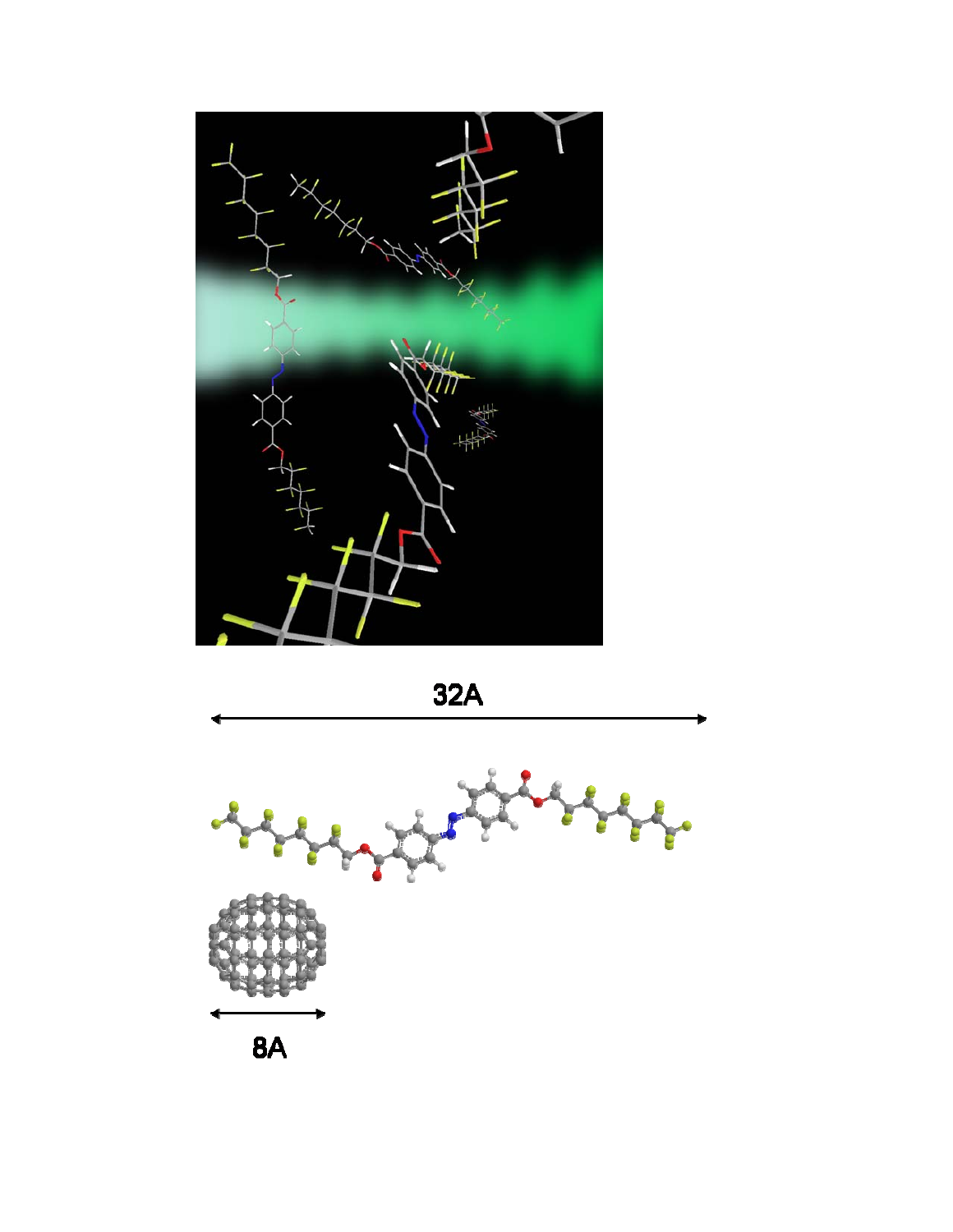32A

8A